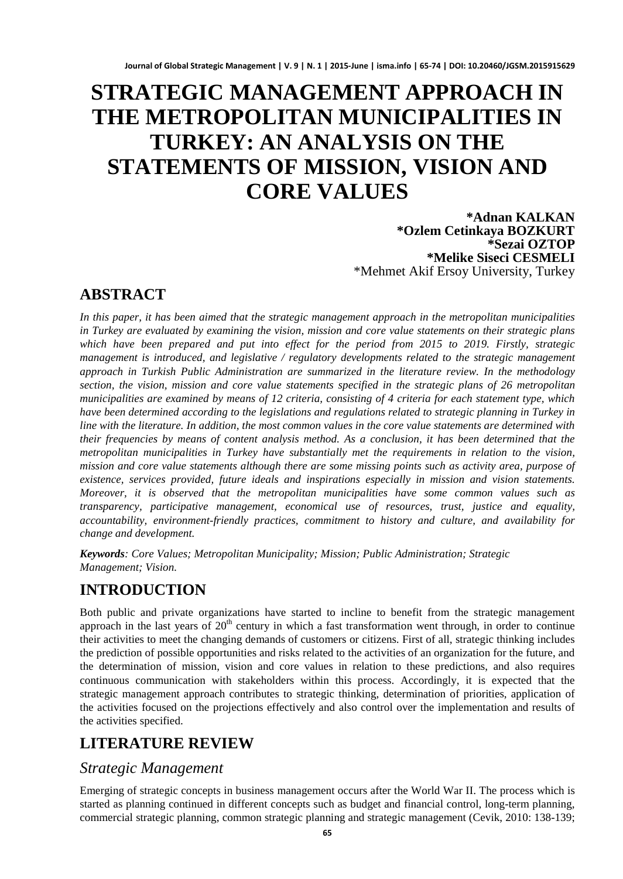# STRATEGIC MANAGEMENT APPROACH IN THE METROPOLITAN MUNICIPALITIES IN TURKEY: AN ANALYSIS ON THE STATEMENTS OF MISSION, VISION AND CORE VALUES

**\*Adnan KALKAN**
**\*Ozlem Cetinkaya BOZKURT**
**\*Sezai OZTOP**
**\*Melike Siseci CESMELI**
\*Mehmet Akif Ersoy University, Turkey

## ABSTRACT

*In this paper, it has been aimed that the strategic management approach in the metropolitan municipalities in Turkey are evaluated by examining the vision, mission and core value statements on their strategic plans which have been prepared and put into effect for the period from 2015 to 2019. Firstly, strategic management is introduced, and legislative / regulatory developments related to the strategic management approach in Turkish Public Administration are summarized in the literature review. In the methodology section, the vision, mission and core value statements specified in the strategic plans of 26 metropolitan municipalities are examined by means of 12 criteria, consisting of 4 criteria for each statement type, which have been determined according to the legislations and regulations related to strategic planning in Turkey in line with the literature. In addition, the most common values in the core value statements are determined with their frequencies by means of content analysis method. As a conclusion, it has been determined that the metropolitan municipalities in Turkey have substantially met the requirements in relation to the vision, mission and core value statements although there are some missing points such as activity area, purpose of existence, services provided, future ideals and inspirations especially in mission and vision statements. Moreover, it is observed that the metropolitan municipalities have some common values such as transparency, participative management, economical use of resources, trust, justice and equality, accountability, environment-friendly practices, commitment to history and culture, and availability for change and development.*

***Keywords**: Core Values; Metropolitan Municipality; Mission; Public Administration; Strategic Management; Vision.*

## INTRODUCTION

Both public and private organizations have started to incline to benefit from the strategic management approach in the last years of 20th century in which a fast transformation went through, in order to continue their activities to meet the changing demands of customers or citizens. First of all, strategic thinking includes the prediction of possible opportunities and risks related to the activities of an organization for the future, and the determination of mission, vision and core values in relation to these predictions, and also requires continuous communication with stakeholders within this process. Accordingly, it is expected that the strategic management approach contributes to strategic thinking, determination of priorities, application of the activities focused on the projections effectively and also control over the implementation and results of the activities specified.

## LITERATURE REVIEW

### *Strategic Management*

Emerging of strategic concepts in business management occurs after the World War II. The process which is started as planning continued in different concepts such as budget and financial control, long-term planning, commercial strategic planning, common strategic planning and strategic management (Cevik, 2010: 138-139;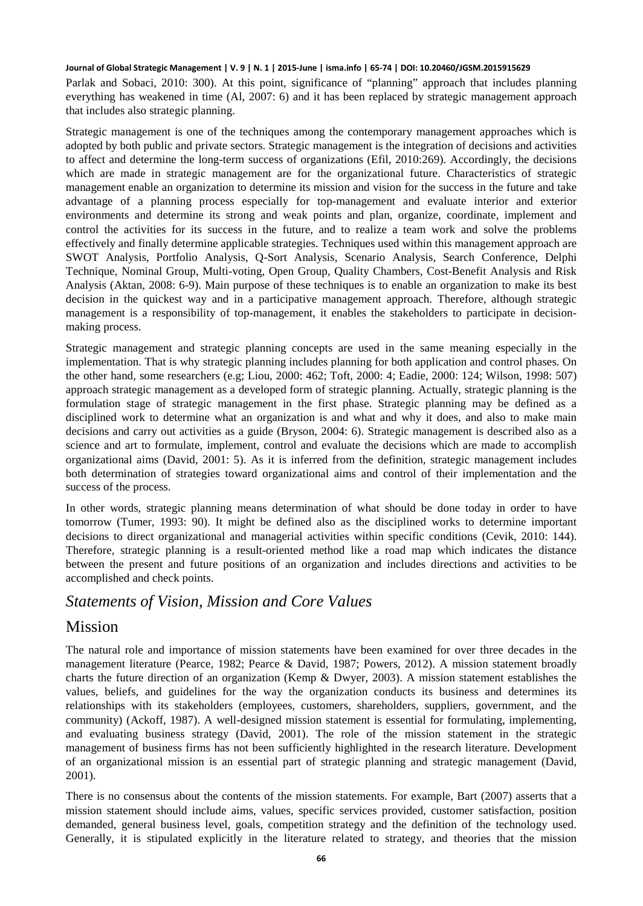Parlak and Sobaci, 2010: 300). At this point, significance of "planning" approach that includes planning everything has weakened in time (Al, 2007: 6) and it has been replaced by strategic management approach that includes also strategic planning.

Strategic management is one of the techniques among the contemporary management approaches which is adopted by both public and private sectors. Strategic management is the integration of decisions and activities to affect and determine the long-term success of organizations (Efil, 2010:269). Accordingly, the decisions which are made in strategic management are for the organizational future. Characteristics of strategic management enable an organization to determine its mission and vision for the success in the future and take advantage of a planning process especially for top-management and evaluate interior and exterior environments and determine its strong and weak points and plan, organize, coordinate, implement and control the activities for its success in the future, and to realize a team work and solve the problems effectively and finally determine applicable strategies. Techniques used within this management approach are SWOT Analysis, Portfolio Analysis, Q-Sort Analysis, Scenario Analysis, Search Conference, Delphi Technique, Nominal Group, Multi-voting, Open Group, Quality Chambers, Cost-Benefit Analysis and Risk Analysis (Aktan, 2008: 6-9). Main purpose of these techniques is to enable an organization to make its best decision in the quickest way and in a participative management approach. Therefore, although strategic management is a responsibility of top-management, it enables the stakeholders to participate in decision-making process.

Strategic management and strategic planning concepts are used in the same meaning especially in the implementation. That is why strategic planning includes planning for both application and control phases. On the other hand, some researchers (e.g; Liou, 2000: 462; Toft, 2000: 4; Eadie, 2000: 124; Wilson, 1998: 507) approach strategic management as a developed form of strategic planning. Actually, strategic planning is the formulation stage of strategic management in the first phase. Strategic planning may be defined as a disciplined work to determine what an organization is and what and why it does, and also to make main decisions and carry out activities as a guide (Bryson, 2004: 6). Strategic management is described also as a science and art to formulate, implement, control and evaluate the decisions which are made to accomplish organizational aims (David, 2001: 5). As it is inferred from the definition, strategic management includes both determination of strategies toward organizational aims and control of their implementation and the success of the process.

In other words, strategic planning means determination of what should be done today in order to have tomorrow (Tumer, 1993: 90). It might be defined also as the disciplined works to determine important decisions to direct organizational and managerial activities within specific conditions (Cevik, 2010: 144). Therefore, strategic planning is a result-oriented method like a road map which indicates the distance between the present and future positions of an organization and includes directions and activities to be accomplished and check points.

## *Statements of Vision, Mission and Core Values*

### Mission

The natural role and importance of mission statements have been examined for over three decades in the management literature (Pearce, 1982; Pearce & David, 1987; Powers, 2012). A mission statement broadly charts the future direction of an organization (Kemp & Dwyer, 2003). A mission statement establishes the values, beliefs, and guidelines for the way the organization conducts its business and determines its relationships with its stakeholders (employees, customers, shareholders, suppliers, government, and the community) (Ackoff, 1987). A well-designed mission statement is essential for formulating, implementing, and evaluating business strategy (David, 2001). The role of the mission statement in the strategic management of business firms has not been sufficiently highlighted in the research literature. Development of an organizational mission is an essential part of strategic planning and strategic management (David, 2001).

There is no consensus about the contents of the mission statements. For example, Bart (2007) asserts that a mission statement should include aims, values, specific services provided, customer satisfaction, position demanded, general business level, goals, competition strategy and the definition of the technology used. Generally, it is stipulated explicitly in the literature related to strategy, and theories that the mission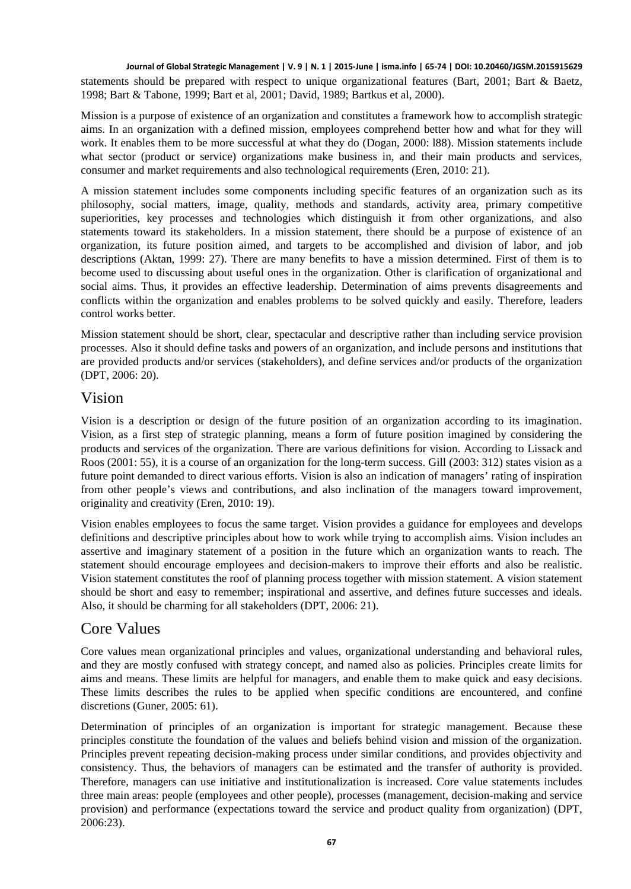statements should be prepared with respect to unique organizational features (Bart, 2001; Bart & Baetz, 1998; Bart & Tabone, 1999; Bart et al, 2001; David, 1989; Bartkus et al, 2000).

Mission is a purpose of existence of an organization and constitutes a framework how to accomplish strategic aims. In an organization with a defined mission, employees comprehend better how and what for they will work. It enables them to be more successful at what they do (Dogan, 2000: l88). Mission statements include what sector (product or service) organizations make business in, and their main products and services, consumer and market requirements and also technological requirements (Eren, 2010: 21).

A mission statement includes some components including specific features of an organization such as its philosophy, social matters, image, quality, methods and standards, activity area, primary competitive superiorities, key processes and technologies which distinguish it from other organizations, and also statements toward its stakeholders. In a mission statement, there should be a purpose of existence of an organization, its future position aimed, and targets to be accomplished and division of labor, and job descriptions (Aktan, 1999: 27). There are many benefits to have a mission determined. First of them is to become used to discussing about useful ones in the organization. Other is clarification of organizational and social aims. Thus, it provides an effective leadership. Determination of aims prevents disagreements and conflicts within the organization and enables problems to be solved quickly and easily. Therefore, leaders control works better.

Mission statement should be short, clear, spectacular and descriptive rather than including service provision processes. Also it should define tasks and powers of an organization, and include persons and institutions that are provided products and/or services (stakeholders), and define services and/or products of the organization (DPT, 2006: 20).

## Vision

Vision is a description or design of the future position of an organization according to its imagination. Vision, as a first step of strategic planning, means a form of future position imagined by considering the products and services of the organization. There are various definitions for vision. According to Lissack and Roos (2001: 55), it is a course of an organization for the long-term success. Gill (2003: 312) states vision as a future point demanded to direct various efforts. Vision is also an indication of managers' rating of inspiration from other people's views and contributions, and also inclination of the managers toward improvement, originality and creativity (Eren, 2010: 19).

Vision enables employees to focus the same target. Vision provides a guidance for employees and develops definitions and descriptive principles about how to work while trying to accomplish aims. Vision includes an assertive and imaginary statement of a position in the future which an organization wants to reach. The statement should encourage employees and decision-makers to improve their efforts and also be realistic. Vision statement constitutes the roof of planning process together with mission statement. A vision statement should be short and easy to remember; inspirational and assertive, and defines future successes and ideals. Also, it should be charming for all stakeholders (DPT, 2006: 21).

## Core Values

Core values mean organizational principles and values, organizational understanding and behavioral rules, and they are mostly confused with strategy concept, and named also as policies. Principles create limits for aims and means. These limits are helpful for managers, and enable them to make quick and easy decisions. These limits describes the rules to be applied when specific conditions are encountered, and confine discretions (Guner, 2005: 61).

Determination of principles of an organization is important for strategic management. Because these principles constitute the foundation of the values and beliefs behind vision and mission of the organization. Principles prevent repeating decision-making process under similar conditions, and provides objectivity and consistency. Thus, the behaviors of managers can be estimated and the transfer of authority is provided. Therefore, managers can use initiative and institutionalization is increased. Core value statements includes three main areas: people (employees and other people), processes (management, decision-making and service provision) and performance (expectations toward the service and product quality from organization) (DPT, 2006:23).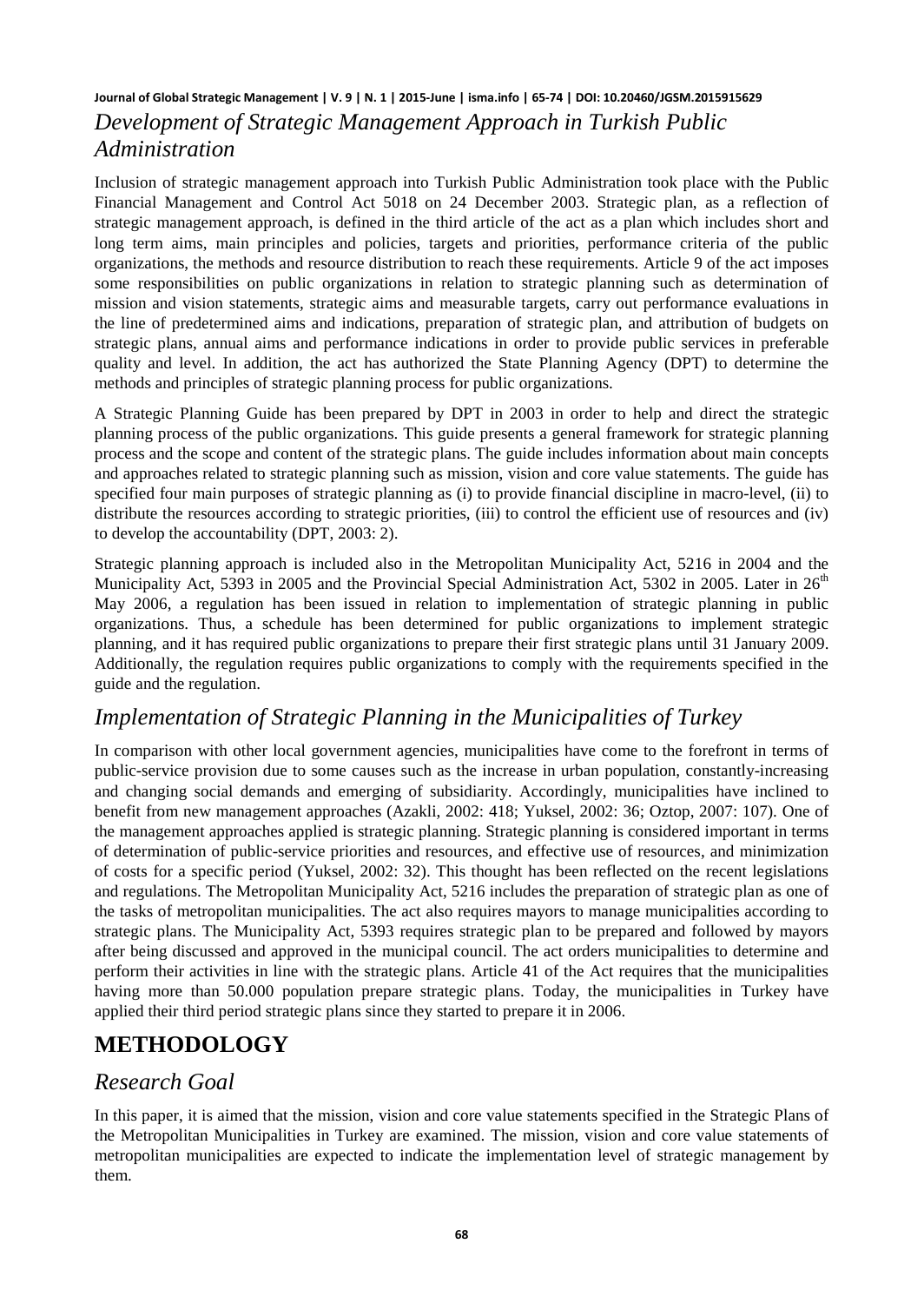## *Development of Strategic Management Approach in Turkish Public Administration*

Inclusion of strategic management approach into Turkish Public Administration took place with the Public Financial Management and Control Act 5018 on 24 December 2003. Strategic plan, as a reflection of strategic management approach, is defined in the third article of the act as a plan which includes short and long term aims, main principles and policies, targets and priorities, performance criteria of the public organizations, the methods and resource distribution to reach these requirements. Article 9 of the act imposes some responsibilities on public organizations in relation to strategic planning such as determination of mission and vision statements, strategic aims and measurable targets, carry out performance evaluations in the line of predetermined aims and indications, preparation of strategic plan, and attribution of budgets on strategic plans, annual aims and performance indications in order to provide public services in preferable quality and level. In addition, the act has authorized the State Planning Agency (DPT) to determine the methods and principles of strategic planning process for public organizations.

A Strategic Planning Guide has been prepared by DPT in 2003 in order to help and direct the strategic planning process of the public organizations. This guide presents a general framework for strategic planning process and the scope and content of the strategic plans. The guide includes information about main concepts and approaches related to strategic planning such as mission, vision and core value statements. The guide has specified four main purposes of strategic planning as (i) to provide financial discipline in macro-level, (ii) to distribute the resources according to strategic priorities, (iii) to control the efficient use of resources and (iv) to develop the accountability (DPT, 2003: 2).

Strategic planning approach is included also in the Metropolitan Municipality Act, 5216 in 2004 and the Municipality Act, 5393 in 2005 and the Provincial Special Administration Act, 5302 in 2005. Later in 26th May 2006, a regulation has been issued in relation to implementation of strategic planning in public organizations. Thus, a schedule has been determined for public organizations to implement strategic planning, and it has required public organizations to prepare their first strategic plans until 31 January 2009. Additionally, the regulation requires public organizations to comply with the requirements specified in the guide and the regulation.

## *Implementation of Strategic Planning in the Municipalities of Turkey*

In comparison with other local government agencies, municipalities have come to the forefront in terms of public-service provision due to some causes such as the increase in urban population, constantly-increasing and changing social demands and emerging of subsidiarity. Accordingly, municipalities have inclined to benefit from new management approaches (Azakli, 2002: 418; Yuksel, 2002: 36; Oztop, 2007: 107). One of the management approaches applied is strategic planning. Strategic planning is considered important in terms of determination of public-service priorities and resources, and effective use of resources, and minimization of costs for a specific period (Yuksel, 2002: 32). This thought has been reflected on the recent legislations and regulations. The Metropolitan Municipality Act, 5216 includes the preparation of strategic plan as one of the tasks of metropolitan municipalities. The act also requires mayors to manage municipalities according to strategic plans. The Municipality Act, 5393 requires strategic plan to be prepared and followed by mayors after being discussed and approved in the municipal council. The act orders municipalities to determine and perform their activities in line with the strategic plans. Article 41 of the Act requires that the municipalities having more than 50.000 population prepare strategic plans. Today, the municipalities in Turkey have applied their third period strategic plans since they started to prepare it in 2006.

# METHODOLOGY

## *Research Goal*

In this paper, it is aimed that the mission, vision and core value statements specified in the Strategic Plans of the Metropolitan Municipalities in Turkey are examined. The mission, vision and core value statements of metropolitan municipalities are expected to indicate the implementation level of strategic management by them.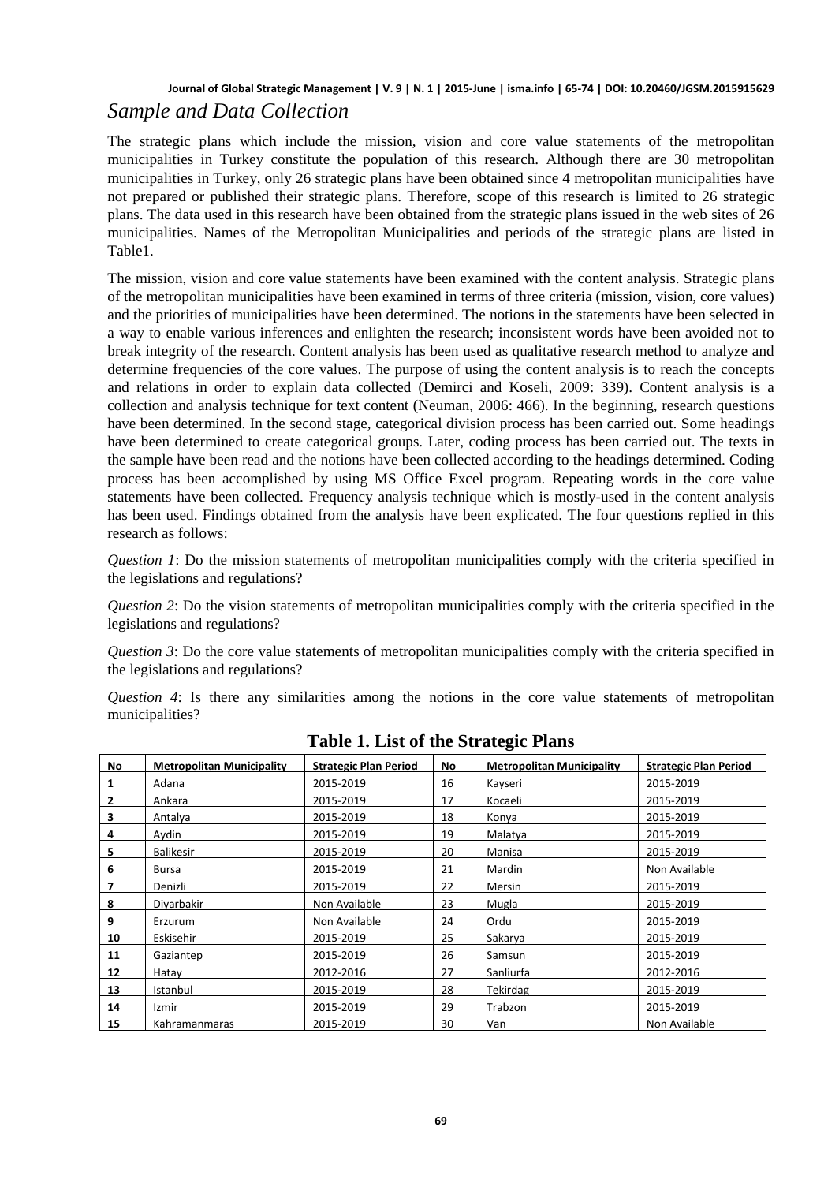## *Sample and Data Collection*

The strategic plans which include the mission, vision and core value statements of the metropolitan municipalities in Turkey constitute the population of this research. Although there are 30 metropolitan municipalities in Turkey, only 26 strategic plans have been obtained since 4 metropolitan municipalities have not prepared or published their strategic plans. Therefore, scope of this research is limited to 26 strategic plans. The data used in this research have been obtained from the strategic plans issued in the web sites of 26 municipalities. Names of the Metropolitan Municipalities and periods of the strategic plans are listed in Table1.

The mission, vision and core value statements have been examined with the content analysis. Strategic plans of the metropolitan municipalities have been examined in terms of three criteria (mission, vision, core values) and the priorities of municipalities have been determined. The notions in the statements have been selected in a way to enable various inferences and enlighten the research; inconsistent words have been avoided not to break integrity of the research. Content analysis has been used as qualitative research method to analyze and determine frequencies of the core values. The purpose of using the content analysis is to reach the concepts and relations in order to explain data collected (Demirci and Koseli, 2009: 339). Content analysis is a collection and analysis technique for text content (Neuman, 2006: 466). In the beginning, research questions have been determined. In the second stage, categorical division process has been carried out. Some headings have been determined to create categorical groups. Later, coding process has been carried out. The texts in the sample have been read and the notions have been collected according to the headings determined. Coding process has been accomplished by using MS Office Excel program. Repeating words in the core value statements have been collected. Frequency analysis technique which is mostly-used in the content analysis has been used. Findings obtained from the analysis have been explicated. The four questions replied in this research as follows:

*Question 1*: Do the mission statements of metropolitan municipalities comply with the criteria specified in the legislations and regulations?

*Question 2*: Do the vision statements of metropolitan municipalities comply with the criteria specified in the legislations and regulations?

*Question 3*: Do the core value statements of metropolitan municipalities comply with the criteria specified in the legislations and regulations?

*Question 4*: Is there any similarities among the notions in the core value statements of metropolitan municipalities?

**Table 1. List of the Strategic Plans**

| No | Metropolitan Municipality | Strategic Plan Period | No | Metropolitan Municipality | Strategic Plan Period |
|---|---|---|---|---|---|
| 1 | Adana | 2015-2019 | 16 | Kayseri | 2015-2019 |
| 2 | Ankara | 2015-2019 | 17 | Kocaeli | 2015-2019 |
| 3 | Antalya | 2015-2019 | 18 | Konya | 2015-2019 |
| 4 | Aydin | 2015-2019 | 19 | Malatya | 2015-2019 |
| 5 | Balikesir | 2015-2019 | 20 | Manisa | 2015-2019 |
| 6 | Bursa | 2015-2019 | 21 | Mardin | Non Available |
| 7 | Denizli | 2015-2019 | 22 | Mersin | 2015-2019 |
| 8 | Diyarbakir | Non Available | 23 | Mugla | 2015-2019 |
| 9 | Erzurum | Non Available | 24 | Ordu | 2015-2019 |
| 10 | Eskisehir | 2015-2019 | 25 | Sakarya | 2015-2019 |
| 11 | Gaziantep | 2015-2019 | 26 | Samsun | 2015-2019 |
| 12 | Hatay | 2012-2016 | 27 | Sanliurfa | 2012-2016 |
| 13 | Istanbul | 2015-2019 | 28 | Tekirdag | 2015-2019 |
| 14 | Izmir | 2015-2019 | 29 | Trabzon | 2015-2019 |
| 15 | Kahramanmaras | 2015-2019 | 30 | Van | Non Available |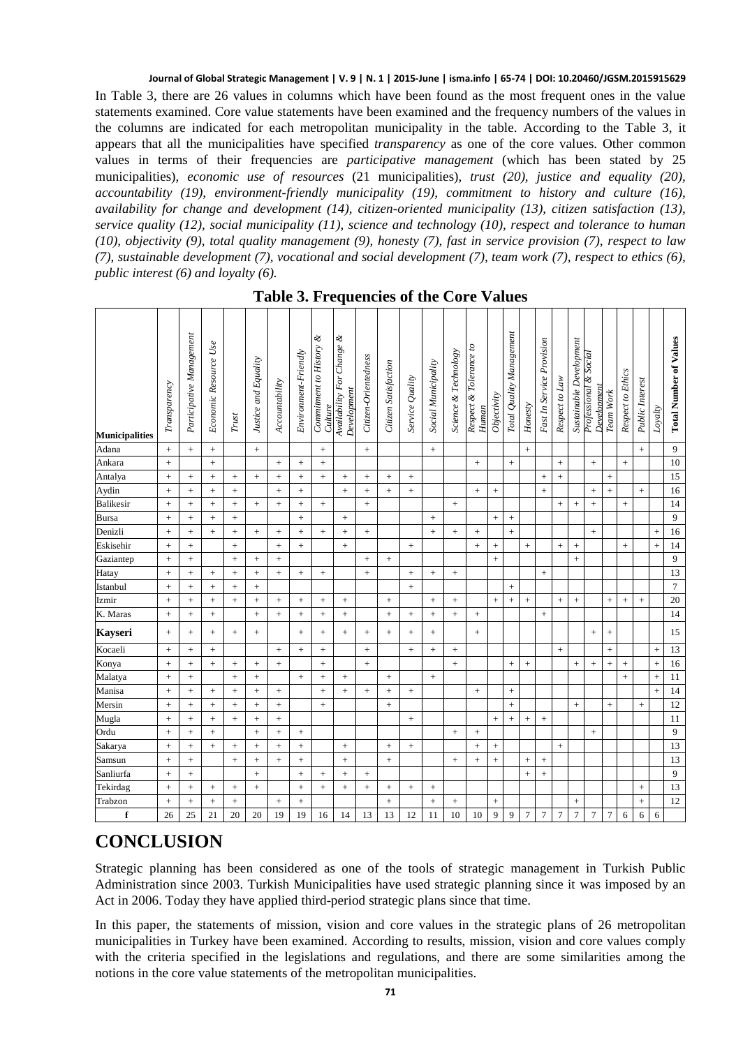In Table 3, there are 26 values in columns which have been found as the most frequent ones in the value statements examined. Core value statements have been examined and the frequency numbers of the values in the columns are indicated for each metropolitan municipality in the table. According to the Table 3, it appears that all the municipalities have specified *transparency* as one of the core values. Other common values in terms of their frequencies are *participative management* (which has been stated by 25 municipalities), *economic use of resources* (21 municipalities), *trust (20), justice and equality (20), accountability (19), environment-friendly municipality (19), commitment to history and culture (16), availability for change and development (14), citizen-oriented municipality (13), citizen satisfaction (13), service quality (12), social municipality (11), science and technology (10), respect and tolerance to human (10), objectivity (9), total quality management (9), honesty (7), fast in service provision (7), respect to law (7), sustainable development (7), vocational and social development (7), team work (7), respect to ethics (6), public interest (6) and loyalty (6).*

**Table 3. Frequencies of the Core Values**

| Municipalities | *Transparency* | *Participative Management* | *Economic Resource Use* | *Trust* | *Justice and Equality* | *Accountability* | *Environment-Friendly* | *Commitment to History & Culture* | *Availability For Change & Development* | *Citizen-Orientedness* | *Citizen Satisfaction* | *Service Quality* | *Social Municipality* | *Science & Technology* | *Respect & Tolerance to Human* | *Objectivity* | *Total Quality Management* | *Honesty* | *Fast In Service Provision* | *Respect to Law* | *Sustainable Development* | *Professional & Social Development* | *Team Work* | *Respect to Ethics* | *Public Interest* | *Loyalty* | **Total Number of Values** |
|---|---|---|---|---|---|---|---|---|---|---|---|---|---|---|---|---|---|---|---|---|---|---|---|---|---|---|---|
| Adana | + | + | + | | + | | | + | | + | | | + | | | | | + | | | | | | | + | | 9 |
| Ankara | + | | + | | | + | + | + | | | | | | | + | | + | | | + | | + | | + | | | 10 |
| Antalya | + | + | + | + | + | + | + | + | + | + | + | + | | | | | | | + | + | | | + | | | | 15 |
| Aydin | + | + | + | + | | + | + | | + | + | + | + | | | + | + | | | + | | | + | + | | + | | 16 |
| Balikesir | + | + | + | + | + | + | + | + | | + | | | | + | | | | | | + | + | + | | + | | | 14 |
| Bursa | + | + | + | + | | | + | | + | | | | + | | | + | + | | | | | | | | | | 9 |
| Denizli | + | + | + | + | + | + | + | + | + | + | | | + | + | + | | + | | | | | + | | | | + | 16 |
| Eskisehir | + | + | | + | | + | + | | + | | | + | | | + | + | | + | | + | + | | | + | | + | 14 |
| Gaziantep | + | + | | + | + | + | | | | + | + | | | | | + | | | | | + | | | | | | 9 |
| Hatay | + | + | + | + | + | + | + | + | | + | | + | + | + | | | | | + | | | | | | | | 13 |
| Istanbul | + | + | + | + | + | | | | | | | + | | | | | + | | | | | | | | | | 7 |
| Izmir | + | + | + | + | + | + | + | + | + | | + | | + | + | | + | + | + | | + | + | | + | + | + | | 20 |
| K. Maras | + | + | + | | + | + | + | + | + | | + | + | + | + | + | | | | + | | | | | | | | 14 |
| **Kayseri** | + | + | + | + | + | | + | + | + | + | + | + | + | | + | | | | | | | + | + | | | | 15 |
| Kocaeli | + | + | + | | | + | + | + | | + | | + | + | + | | | | | | + | | | + | | | + | 13 |
| Konya | + | + | + | + | + | + | | + | | + | | | | + | | | + | + | | | + | + | + | + | | + | 16 |
| Malatya | + | + | | + | + | | + | + | + | | + | | + | | | | | | | | | | | + | | + | 11 |
| Manisa | + | + | + | + | + | + | | + | + | + | + | + | | | + | | + | | | | | | | | | + | 14 |
| Mersin | + | + | + | + | + | + | | + | | | + | | | | | | + | | | | + | | + | | + | | 12 |
| Mugla | + | + | + | + | + | + | | | | | | + | | | | + | + | + | + | | | | | | | | 11 |
| Ordu | + | + | + | | + | + | + | | | | | | | + | + | | | | | | | + | | | | | 9 |
| Sakarya | + | + | + | + | + | + | + | | + | | + | + | | | + | + | | | | + | | | | | | | 13 |
| Samsun | + | + | | + | + | + | + | | + | | + | | | + | + | + | | + | + | | | | | | | | 13 |
| Sanliurfa | + | + | | | + | | + | + | + | + | | | | | | | | + | + | | | | | | | | 9 |
| Tekirdag | + | + | + | + | + | | + | + | + | + | + | + | + | | | | | | | | | | | | + | | 13 |
| Trabzon | + | + | + | + | | + | + | | | | + | | + | + | | + | | | | | + | | | | + | | 12 |
| **f** | 26 | 25 | 21 | 20 | 20 | 19 | 19 | 16 | 14 | 13 | 13 | 12 | 11 | 10 | 10 | 9 | 9 | 7 | 7 | 7 | 7 | 7 | 7 | 6 | 6 | 6 | |

# CONCLUSION

Strategic planning has been considered as one of the tools of strategic management in Turkish Public Administration since 2003. Turkish Municipalities have used strategic planning since it was imposed by an Act in 2006. Today they have applied third-period strategic plans since that time.

In this paper, the statements of mission, vision and core values in the strategic plans of 26 metropolitan municipalities in Turkey have been examined. According to results, mission, vision and core values comply with the criteria specified in the legislations and regulations, and there are some similarities among the notions in the core value statements of the metropolitan municipalities.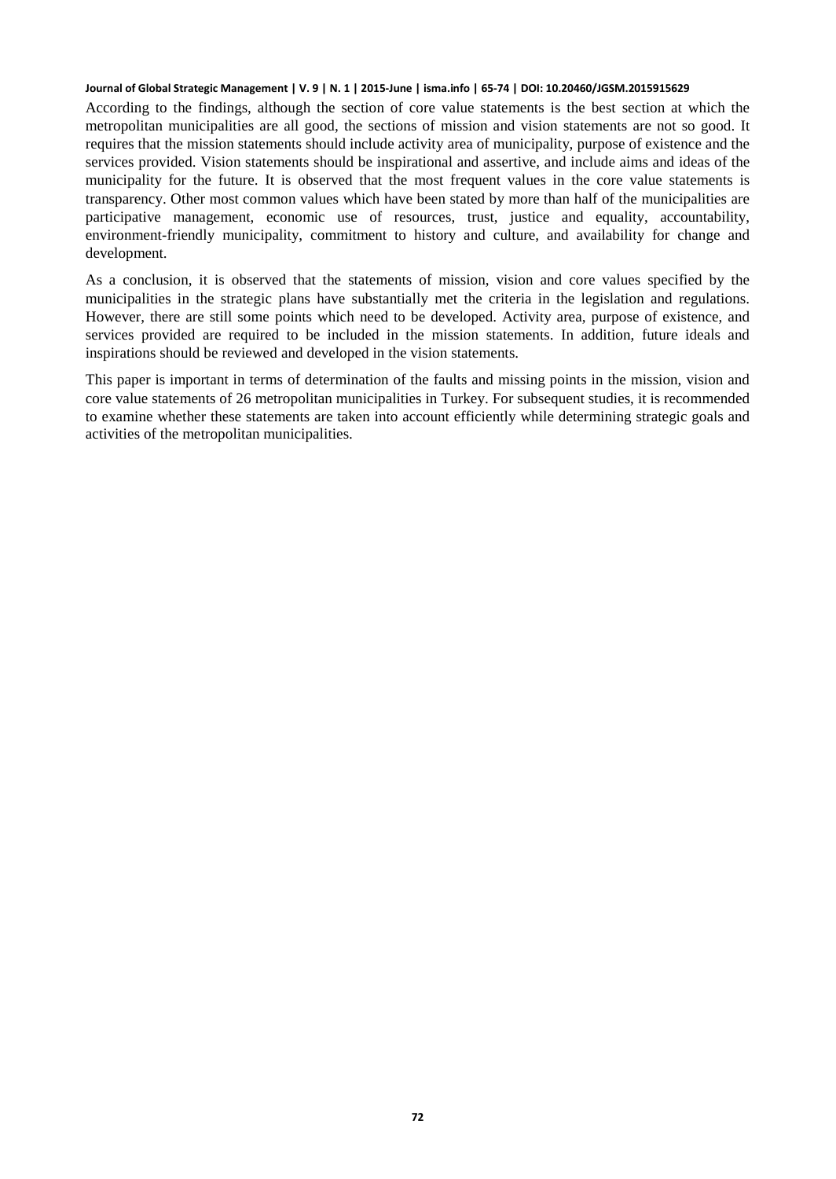According to the findings, although the section of core value statements is the best section at which the metropolitan municipalities are all good, the sections of mission and vision statements are not so good. It requires that the mission statements should include activity area of municipality, purpose of existence and the services provided. Vision statements should be inspirational and assertive, and include aims and ideas of the municipality for the future. It is observed that the most frequent values in the core value statements is transparency. Other most common values which have been stated by more than half of the municipalities are participative management, economic use of resources, trust, justice and equality, accountability, environment-friendly municipality, commitment to history and culture, and availability for change and development.

As a conclusion, it is observed that the statements of mission, vision and core values specified by the municipalities in the strategic plans have substantially met the criteria in the legislation and regulations. However, there are still some points which need to be developed. Activity area, purpose of existence, and services provided are required to be included in the mission statements. In addition, future ideals and inspirations should be reviewed and developed in the vision statements.

This paper is important in terms of determination of the faults and missing points in the mission, vision and core value statements of 26 metropolitan municipalities in Turkey. For subsequent studies, it is recommended to examine whether these statements are taken into account efficiently while determining strategic goals and activities of the metropolitan municipalities.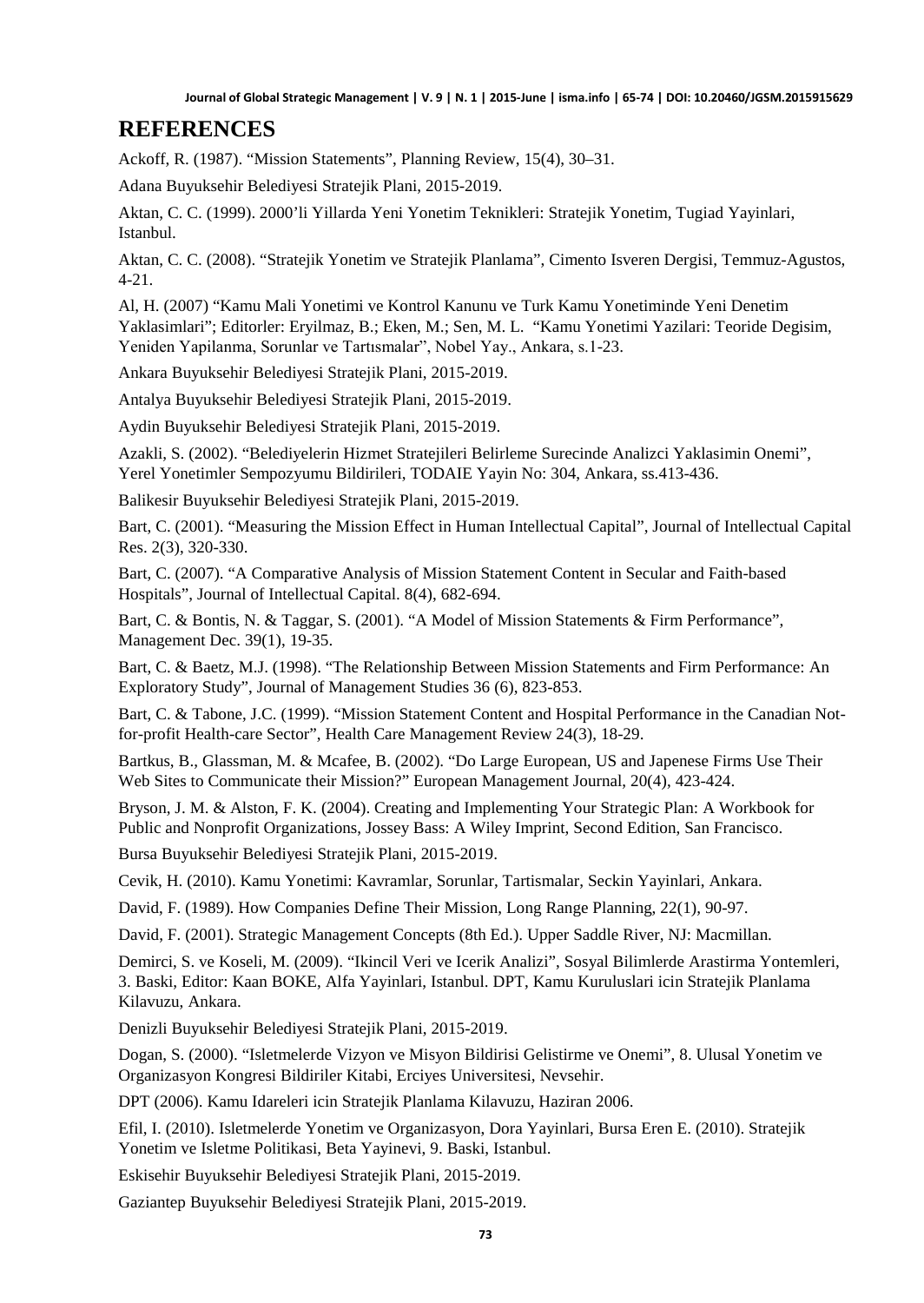## REFERENCES

Ackoff, R. (1987). "Mission Statements", Planning Review, 15(4), 30–31.

Adana Buyuksehir Belediyesi Stratejik Plani, 2015-2019.

Aktan, C. C. (1999). 2000'li Yillarda Yeni Yonetim Teknikleri: Stratejik Yonetim, Tugiad Yayinlari, Istanbul.

Aktan, C. C. (2008). "Stratejik Yonetim ve Stratejik Planlama", Cimento Isveren Dergisi, Temmuz-Agustos, 4-21.

Al, H. (2007) "Kamu Mali Yonetimi ve Kontrol Kanunu ve Turk Kamu Yonetiminde Yeni Denetim Yaklasimlari"; Editorler: Eryilmaz, B.; Eken, M.; Sen, M. L. "Kamu Yonetimi Yazilari: Teoride Degisim, Yeniden Yapilanma, Sorunlar ve Tartısmalar", Nobel Yay., Ankara, s.1-23.

Ankara Buyuksehir Belediyesi Stratejik Plani, 2015-2019.

Antalya Buyuksehir Belediyesi Stratejik Plani, 2015-2019.

Aydin Buyuksehir Belediyesi Stratejik Plani, 2015-2019.

Azakli, S. (2002). "Belediyelerin Hizmet Stratejileri Belirleme Surecinde Analizci Yaklasimin Onemi", Yerel Yonetimler Sempozyumu Bildirileri, TODAIE Yayin No: 304, Ankara, ss.413-436.

Balikesir Buyuksehir Belediyesi Stratejik Plani, 2015-2019.

Bart, C. (2001). "Measuring the Mission Effect in Human Intellectual Capital", Journal of Intellectual Capital Res. 2(3), 320-330.

Bart, C. (2007). "A Comparative Analysis of Mission Statement Content in Secular and Faith-based Hospitals", Journal of Intellectual Capital. 8(4), 682-694.

Bart, C. & Bontis, N. & Taggar, S. (2001). "A Model of Mission Statements & Firm Performance", Management Dec. 39(1), 19-35.

Bart, C. & Baetz, M.J. (1998). "The Relationship Between Mission Statements and Firm Performance: An Exploratory Study", Journal of Management Studies 36 (6), 823-853.

Bart, C. & Tabone, J.C. (1999). "Mission Statement Content and Hospital Performance in the Canadian Not-for-profit Health-care Sector", Health Care Management Review 24(3), 18-29.

Bartkus, B., Glassman, M. & Mcafee, B. (2002). "Do Large European, US and Japenese Firms Use Their Web Sites to Communicate their Mission?" European Management Journal, 20(4), 423-424.

Bryson, J. M. & Alston, F. K. (2004). Creating and Implementing Your Strategic Plan: A Workbook for Public and Nonprofit Organizations, Jossey Bass: A Wiley Imprint, Second Edition, San Francisco.

Bursa Buyuksehir Belediyesi Stratejik Plani, 2015-2019.

Cevik, H. (2010). Kamu Yonetimi: Kavramlar, Sorunlar, Tartismalar, Seckin Yayinlari, Ankara.

David, F. (1989). How Companies Define Their Mission, Long Range Planning, 22(1), 90-97.

David, F. (2001). Strategic Management Concepts (8th Ed.). Upper Saddle River, NJ: Macmillan.

Demirci, S. ve Koseli, M. (2009). "Ikincil Veri ve Icerik Analizi", Sosyal Bilimlerde Arastirma Yontemleri, 3. Baski, Editor: Kaan BOKE, Alfa Yayinlari, Istanbul. DPT, Kamu Kuruluslari icin Stratejik Planlama Kilavuzu, Ankara.

Denizli Buyuksehir Belediyesi Stratejik Plani, 2015-2019.

Dogan, S. (2000). "Isletmelerde Vizyon ve Misyon Bildirisi Gelistirme ve Onemi", 8. Ulusal Yonetim ve Organizasyon Kongresi Bildiriler Kitabi, Erciyes Universitesi, Nevsehir.

DPT (2006). Kamu Idareleri icin Stratejik Planlama Kilavuzu, Haziran 2006.

Efil, I. (2010). Isletmelerde Yonetim ve Organizasyon, Dora Yayinlari, Bursa Eren E. (2010). Stratejik Yonetim ve Isletme Politikasi, Beta Yayinevi, 9. Baski, Istanbul.

Eskisehir Buyuksehir Belediyesi Stratejik Plani, 2015-2019.

Gaziantep Buyuksehir Belediyesi Stratejik Plani, 2015-2019.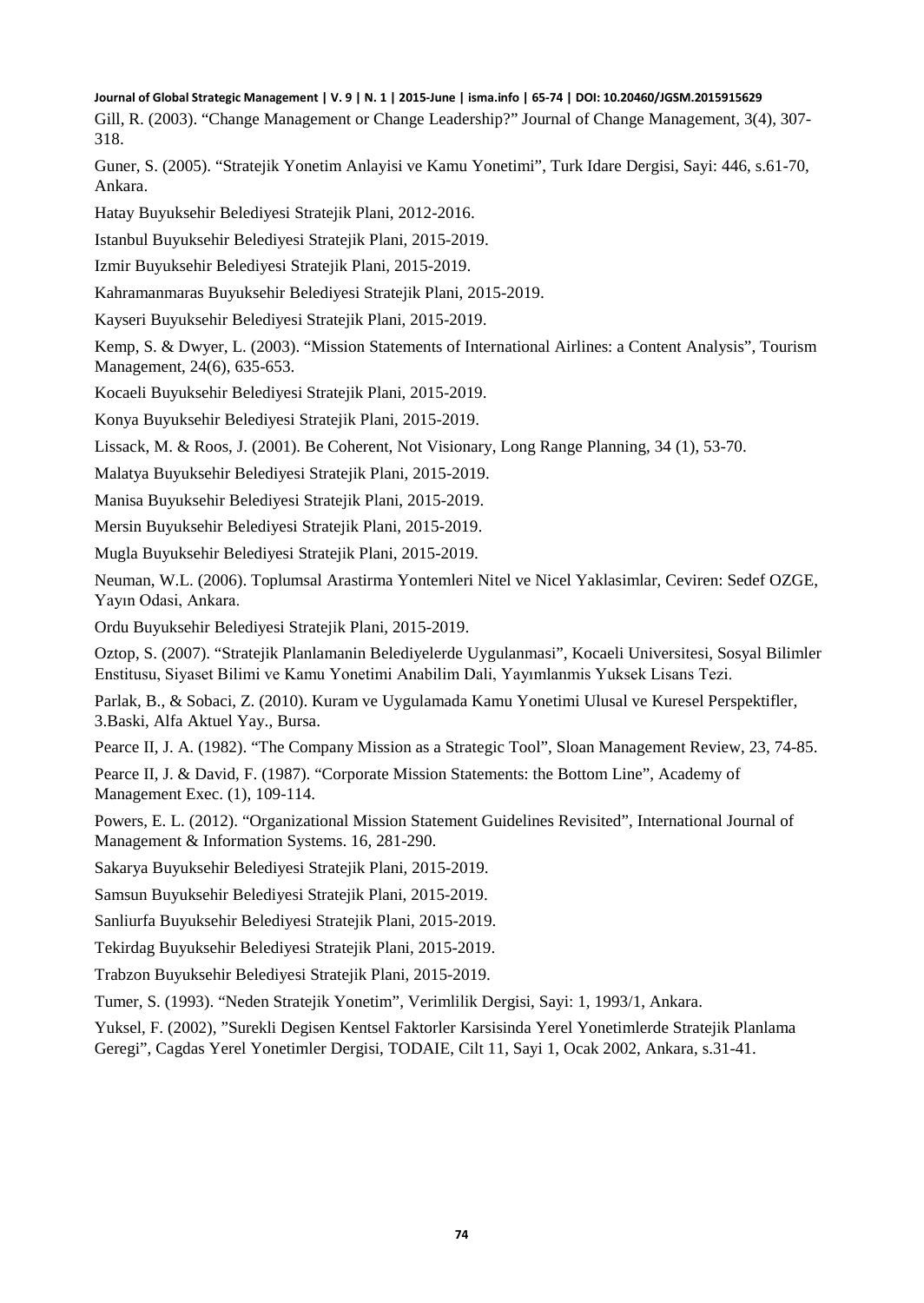Gill, R. (2003). "Change Management or Change Leadership?" Journal of Change Management, 3(4), 307-318.

Guner, S. (2005). "Stratejik Yonetim Anlayisi ve Kamu Yonetimi", Turk Idare Dergisi, Sayi: 446, s.61-70, Ankara.

Hatay Buyuksehir Belediyesi Stratejik Plani, 2012-2016.

Istanbul Buyuksehir Belediyesi Stratejik Plani, 2015-2019.

Izmir Buyuksehir Belediyesi Stratejik Plani, 2015-2019.

Kahramanmaras Buyuksehir Belediyesi Stratejik Plani, 2015-2019.

Kayseri Buyuksehir Belediyesi Stratejik Plani, 2015-2019.

Kemp, S. & Dwyer, L. (2003). "Mission Statements of International Airlines: a Content Analysis", Tourism Management, 24(6), 635-653.

Kocaeli Buyuksehir Belediyesi Stratejik Plani, 2015-2019.

Konya Buyuksehir Belediyesi Stratejik Plani, 2015-2019.

Lissack, M. & Roos, J. (2001). Be Coherent, Not Visionary, Long Range Planning, 34 (1), 53-70.

Malatya Buyuksehir Belediyesi Stratejik Plani, 2015-2019.

Manisa Buyuksehir Belediyesi Stratejik Plani, 2015-2019.

Mersin Buyuksehir Belediyesi Stratejik Plani, 2015-2019.

Mugla Buyuksehir Belediyesi Stratejik Plani, 2015-2019.

Neuman, W.L. (2006). Toplumsal Arastirma Yontemleri Nitel ve Nicel Yaklasimlar, Ceviren: Sedef OZGE, Yayın Odasi, Ankara.

Ordu Buyuksehir Belediyesi Stratejik Plani, 2015-2019.

Oztop, S. (2007). "Stratejik Planlamanin Belediyelerde Uygulanmasi", Kocaeli Universitesi, Sosyal Bilimler Enstitusu, Siyaset Bilimi ve Kamu Yonetimi Anabilim Dali, Yayımlanmis Yuksek Lisans Tezi.

Parlak, B., & Sobaci, Z. (2010). Kuram ve Uygulamada Kamu Yonetimi Ulusal ve Kuresel Perspektifler, 3.Baski, Alfa Aktuel Yay., Bursa.

Pearce II, J. A. (1982). "The Company Mission as a Strategic Tool", Sloan Management Review, 23, 74-85.

Pearce II, J. & David, F. (1987). "Corporate Mission Statements: the Bottom Line", Academy of Management Exec. (1), 109-114.

Powers, E. L. (2012). "Organizational Mission Statement Guidelines Revisited", International Journal of Management & Information Systems. 16, 281-290.

Sakarya Buyuksehir Belediyesi Stratejik Plani, 2015-2019.

Samsun Buyuksehir Belediyesi Stratejik Plani, 2015-2019.

Sanliurfa Buyuksehir Belediyesi Stratejik Plani, 2015-2019.

Tekirdag Buyuksehir Belediyesi Stratejik Plani, 2015-2019.

Trabzon Buyuksehir Belediyesi Stratejik Plani, 2015-2019.

Tumer, S. (1993). "Neden Stratejik Yonetim", Verimlilik Dergisi, Sayi: 1, 1993/1, Ankara.

Yuksel, F. (2002), "Surekli Degisen Kentsel Faktorler Karsisinda Yerel Yonetimlerde Stratejik Planlama Geregi", Cagdas Yerel Yonetimler Dergisi, TODAIE, Cilt 11, Sayi 1, Ocak 2002, Ankara, s.31-41.